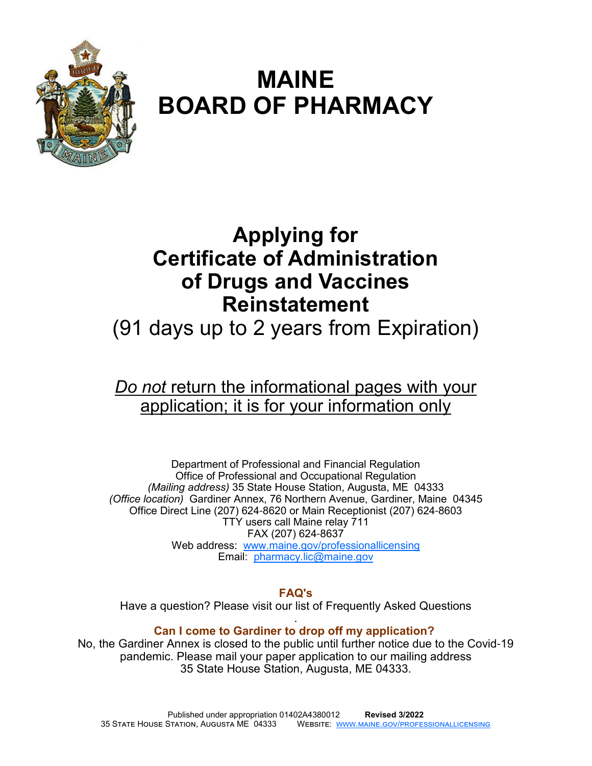# MAINE BOARD OF PHARMACY

## Applying for Certificate of Administration of Drugs and Vaccines Reinstatement

(91 days up to 2 years from Expiration)

*Do not* return the informational pages with your application; it is for your information only

Department of Professional and Financial Regulation
Office of Professional and Occupational Regulation
*(Mailing address)* 35 State House Station, Augusta, ME 04333
*(Office location)* Gardiner Annex, 76 Northern Avenue, Gardiner, Maine 04345
Office Direct Line (207) 624-8620 or Main Receptionist (207) 624-8603
TTY users call Maine relay 711
FAX (207) 624-8637
Web address: www.maine.gov/professionallicensing
Email: pharmacy.lic@maine.gov

### FAQ's

Have a question? Please visit our list of Frequently Asked Questions

### Can I come to Gardiner to drop off my application?

No, the Gardiner Annex is closed to the public until further notice due to the Covid-19 pandemic. Please mail your paper application to our mailing address 35 State House Station, Augusta, ME 04333.

Published under appropriation 01402A4380012 **Revised 3/2022**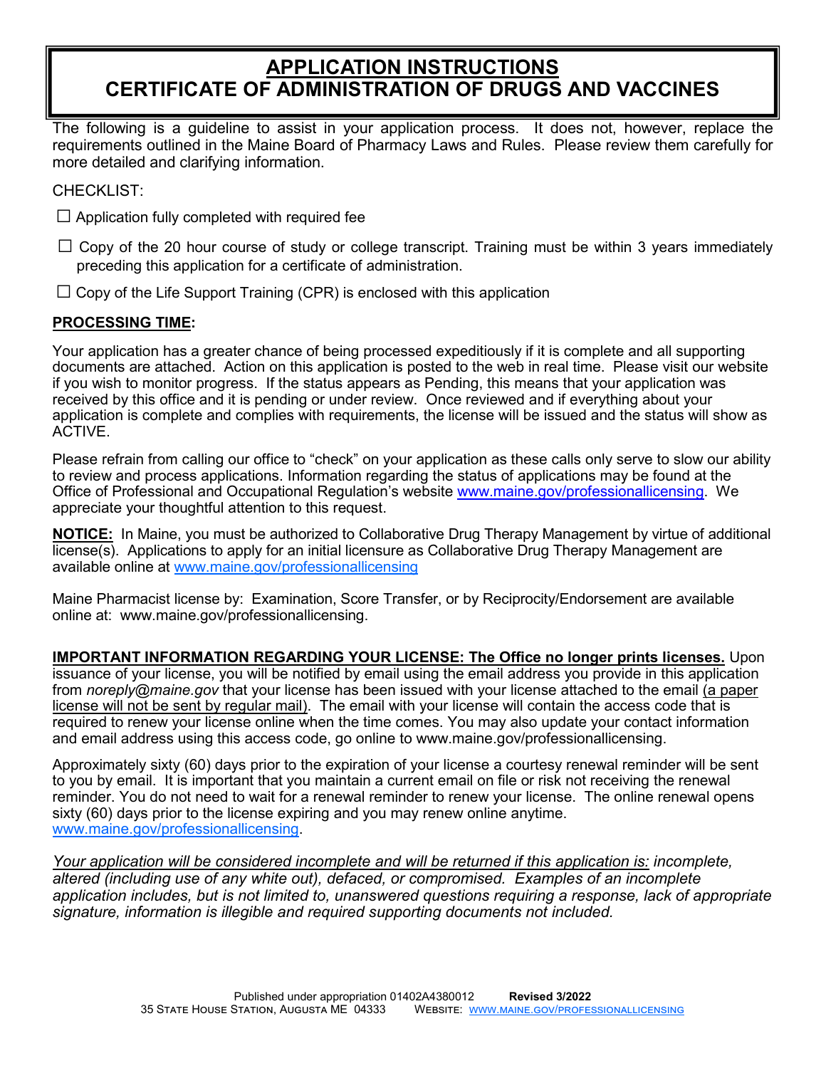# APPLICATION INSTRUCTIONS
# CERTIFICATE OF ADMINISTRATION OF DRUGS AND VACCINES

The following is a guideline to assist in your application process. It does not, however, replace the requirements outlined in the Maine Board of Pharmacy Laws and Rules. Please review them carefully for more detailed and clarifying information.

CHECKLIST:

☐ Application fully completed with required fee

☐ Copy of the 20 hour course of study or college transcript. Training must be within 3 years immediately preceding this application for a certificate of administration.

☐ Copy of the Life Support Training (CPR) is enclosed with this application

**PROCESSING TIME:**

Your application has a greater chance of being processed expeditiously if it is complete and all supporting documents are attached. Action on this application is posted to the web in real time. Please visit our website if you wish to monitor progress. If the status appears as Pending, this means that your application was received by this office and it is pending or under review. Once reviewed and if everything about your application is complete and complies with requirements, the license will be issued and the status will show as ACTIVE.

Please refrain from calling our office to "check" on your application as these calls only serve to slow our ability to review and process applications. Information regarding the status of applications may be found at the Office of Professional and Occupational Regulation's website www.maine.gov/professionallicensing. We appreciate your thoughtful attention to this request.

**NOTICE:** In Maine, you must be authorized to Collaborative Drug Therapy Management by virtue of additional license(s). Applications to apply for an initial licensure as Collaborative Drug Therapy Management are available online at www.maine.gov/professionallicensing

Maine Pharmacist license by: Examination, Score Transfer, or by Reciprocity/Endorsement are available online at: www.maine.gov/professionallicensing.

**IMPORTANT INFORMATION REGARDING YOUR LICENSE: The Office no longer prints licenses.** Upon issuance of your license, you will be notified by email using the email address you provide in this application from *noreply@maine.gov* that your license has been issued with your license attached to the email (a paper license will not be sent by regular mail). The email with your license will contain the access code that is required to renew your license online when the time comes. You may also update your contact information and email address using this access code, go online to www.maine.gov/professionallicensing.

Approximately sixty (60) days prior to the expiration of your license a courtesy renewal reminder will be sent to you by email. It is important that you maintain a current email on file or risk not receiving the renewal reminder. You do not need to wait for a renewal reminder to renew your license. The online renewal opens sixty (60) days prior to the license expiring and you may renew online anytime. www.maine.gov/professionallicensing.

*Your application will be considered incomplete and will be returned if this application is: incomplete, altered (including use of any white out), defaced, or compromised. Examples of an incomplete application includes, but is not limited to, unanswered questions requiring a response, lack of appropriate signature, information is illegible and required supporting documents not included.*

Published under appropriation 01402A4380012 **Revised 3/2022**
35 State House Station, Augusta ME 04333 Website: www.maine.gov/professionallicensing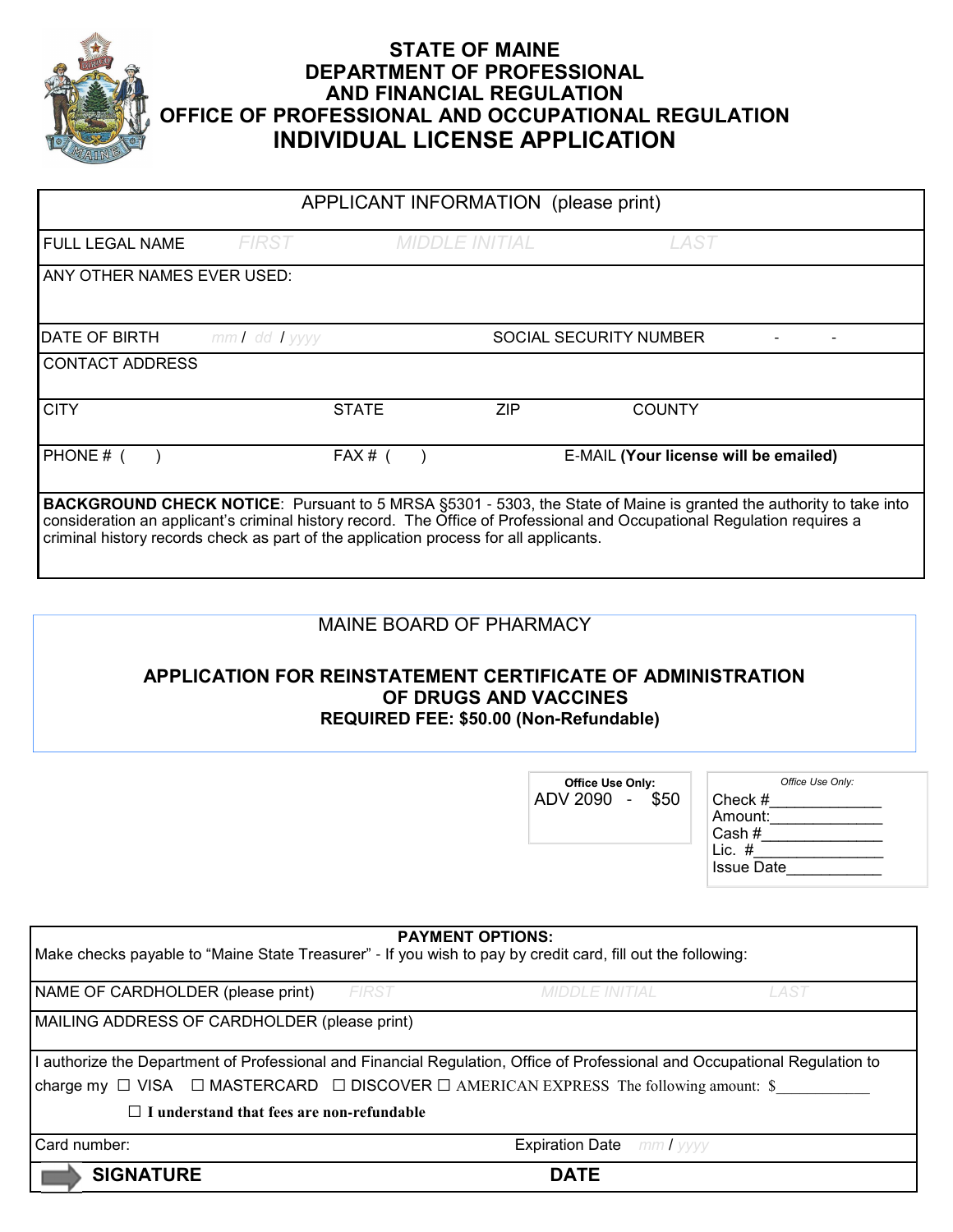# STATE OF MAINE
## DEPARTMENT OF PROFESSIONAL AND FINANCIAL REGULATION
## OFFICE OF PROFESSIONAL AND OCCUPATIONAL REGULATION
## INDIVIDUAL LICENSE APPLICATION

| APPLICANT INFORMATION (please print) | | | |
|---|---|---|---|
| FULL LEGAL NAME | FIRST | MIDDLE INITIAL | LAST |
| ANY OTHER NAMES EVER USED: | | | |
| DATE OF BIRTH mm / dd / yyyy | | SOCIAL SECURITY NUMBER - - | |
| CONTACT ADDRESS | | | |
| CITY | STATE | ZIP | COUNTY |
| PHONE # ( ) | FAX # ( ) | E-MAIL **(Your license will be emailed)** | |

**BACKGROUND CHECK NOTICE**: Pursuant to 5 MRSA §5301 - 5303, the State of Maine is granted the authority to take into consideration an applicant's criminal history record. The Office of Professional and Occupational Regulation requires a criminal history records check as part of the application process for all applicants.

MAINE BOARD OF PHARMACY

**APPLICATION FOR REINSTATEMENT CERTIFICATE OF ADMINISTRATION OF DRUGS AND VACCINES**

**REQUIRED FEE: $50.00 (Non-Refundable)**

**Office Use Only:**
ADV 2090 - $50

*Office Use Only:*
Check #_____________
Amount:_____________
Cash #_____________
Lic. #_____________
Issue Date___________

**PAYMENT OPTIONS:**

Make checks payable to "Maine State Treasurer" - If you wish to pay by credit card, fill out the following:

| NAME OF CARDHOLDER (please print) | FIRST | MIDDLE INITIAL | LAST |
|---|---|---|---|

MAILING ADDRESS OF CARDHOLDER (please print)

I authorize the Department of Professional and Financial Regulation, Office of Professional and Occupational Regulation to charge my ☐ VISA ☐ MASTERCARD ☐ DISCOVER ☐ AMERICAN EXPRESS The following amount: $___________

☐ **I understand that fees are non-refundable**

Card number: Expiration Date mm / yyyy

**SIGNATURE** **DATE**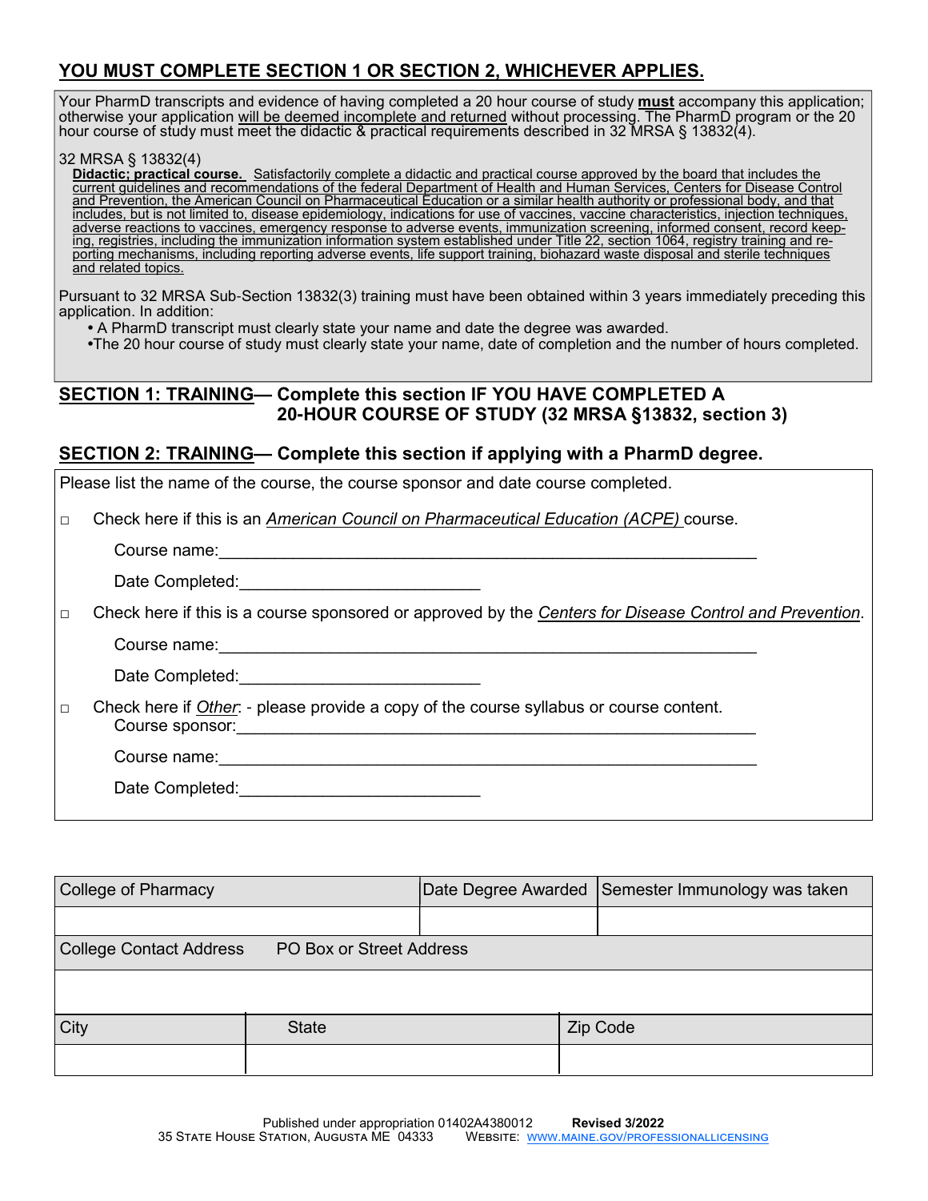## YOU MUST COMPLETE SECTION 1 OR SECTION 2, WHICHEVER APPLIES.

Your PharmD transcripts and evidence of having completed a 20 hour course of study **must** accompany this application; otherwise your application will be deemed incomplete and returned without processing. The PharmD program or the 20 hour course of study must meet the didactic & practical requirements described in 32 MRSA § 13832(4).

32 MRSA § 13832(4)

**Didactic; practical course.** Satisfactorily complete a didactic and practical course approved by the board that includes the current guidelines and recommendations of the federal Department of Health and Human Services, Centers for Disease Control and Prevention, the American Council on Pharmaceutical Education or a similar health authority or professional body, and that includes, but is not limited to, disease epidemiology, indications for use of vaccines, vaccine characteristics, injection techniques, adverse reactions to vaccines, emergency response to adverse events, immunization screening, informed consent, record keeping, registries, including the immunization information system established under Title 22, section 1064, registry training and reporting mechanisms, including reporting adverse events, life support training, biohazard waste disposal and sterile techniques and related topics.

Pursuant to 32 MRSA Sub-Section 13832(3) training must have been obtained within 3 years immediately preceding this application. In addition:

- A PharmD transcript must clearly state your name and date the degree was awarded.
- The 20 hour course of study must clearly state your name, date of completion and the number of hours completed.

### SECTION 1: TRAINING— Complete this section IF YOU HAVE COMPLETED A 20-HOUR COURSE OF STUDY (32 MRSA §13832, section 3)

### SECTION 2: TRAINING— Complete this section if applying with a PharmD degree.

Please list the name of the course, the course sponsor and date course completed.

□ Check here if this is an *American Council on Pharmaceutical Education (ACPE)* course.

Course name:\_\_\_\_\_\_\_\_\_\_\_\_\_\_\_\_\_\_\_\_\_\_\_\_\_\_\_\_\_\_\_\_\_\_\_\_\_\_\_\_\_\_\_\_\_\_\_\_\_\_\_\_

Date Completed:\_\_\_\_\_\_\_\_\_\_\_\_\_\_\_\_\_\_\_\_\_\_\_\_

□ Check here if this is a course sponsored or approved by the *Centers for Disease Control and Prevention*.

Course name:\_\_\_\_\_\_\_\_\_\_\_\_\_\_\_\_\_\_\_\_\_\_\_\_\_\_\_\_\_\_\_\_\_\_\_\_\_\_\_\_\_\_\_\_\_\_\_\_\_\_\_\_

Date Completed:\_\_\_\_\_\_\_\_\_\_\_\_\_\_\_\_\_\_\_\_\_\_\_\_

□ Check here if *Other*: - please provide a copy of the course syllabus or course content.

Course sponsor:\_\_\_\_\_\_\_\_\_\_\_\_\_\_\_\_\_\_\_\_\_\_\_\_\_\_\_\_\_\_\_\_\_\_\_\_\_\_\_\_\_\_\_\_\_\_\_\_\_\_\_\_

Course name:\_\_\_\_\_\_\_\_\_\_\_\_\_\_\_\_\_\_\_\_\_\_\_\_\_\_\_\_\_\_\_\_\_\_\_\_\_\_\_\_\_\_\_\_\_\_\_\_\_\_\_\_

Date Completed:\_\_\_\_\_\_\_\_\_\_\_\_\_\_\_\_\_\_\_\_\_\_\_\_

| College of Pharmacy | Date Degree Awarded | Semester Immunology was taken |
|---|---|---|
| | | |

| College Contact Address PO Box or Street Address |
|---|
| |

| City | State | Zip Code |
|---|---|---|
| | | |

Published under appropriation 01402A4380012 **Revised 3/2022**
35 State House Station, Augusta ME 04333 Website: www.maine.gov/professionallicensing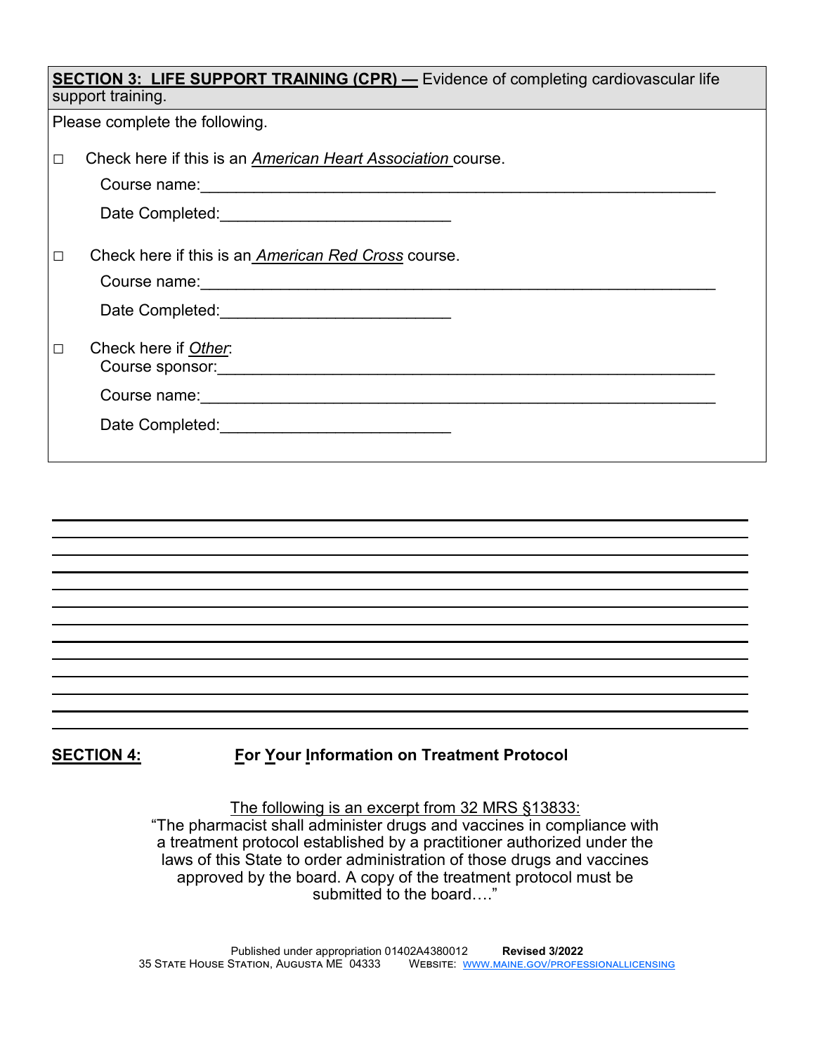**SECTION 3: LIFE SUPPORT TRAINING (CPR) —** Evidence of completing cardiovascular life support training.

Please complete the following.

□ Check here if this is an *American Heart Association* course.

Course name:_______________________________________________

Date Completed:_________________________

□ Check here if this is an *American Red Cross* course.

Course name:_______________________________________________

Date Completed:_________________________

□ Check here if *Other*:

Course sponsor:_____________________________________________

Course name:_______________________________________________

Date Completed:_________________________

---

**SECTION 4:** **For Your Information on Treatment Protocol**

The following is an excerpt from 32 MRS §13833:

"The pharmacist shall administer drugs and vaccines in compliance with a treatment protocol established by a practitioner authorized under the laws of this State to order administration of those drugs and vaccines approved by the board. A copy of the treatment protocol must be submitted to the board…."

Published under appropriation 01402A4380012 **Revised 3/2022**

35 State House Station, Augusta ME 04333 Website: www.maine.gov/professionallicensing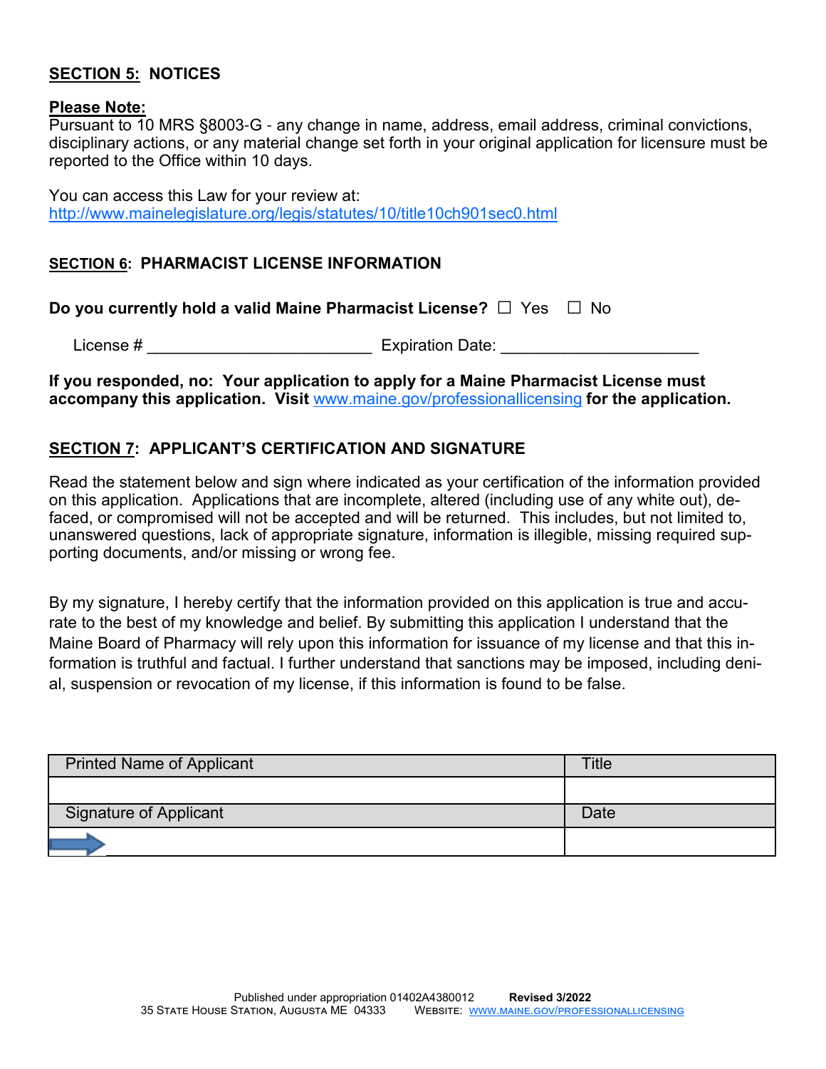## SECTION 5: NOTICES

**Please Note:**
Pursuant to 10 MRS §8003-G - any change in name, address, email address, criminal convictions, disciplinary actions, or any material change set forth in your original application for licensure must be reported to the Office within 10 days.

You can access this Law for your review at:
http://www.mainelegislature.org/legis/statutes/10/title10ch901sec0.html

## SECTION 6: PHARMACIST LICENSE INFORMATION

**Do you currently hold a valid Maine Pharmacist License?** ☐ Yes ☐ No

License # ________________________ Expiration Date: _____________________

**If you responded, no: Your application to apply for a Maine Pharmacist License must accompany this application. Visit www.maine.gov/professionallicensing for the application.**

## SECTION 7: APPLICANT'S CERTIFICATION AND SIGNATURE

Read the statement below and sign where indicated as your certification of the information provided on this application. Applications that are incomplete, altered (including use of any white out), defaced, or compromised will not be accepted and will be returned. This includes, but not limited to, unanswered questions, lack of appropriate signature, information is illegible, missing required supporting documents, and/or missing or wrong fee.

By my signature, I hereby certify that the information provided on this application is true and accurate to the best of my knowledge and belief. By submitting this application I understand that the Maine Board of Pharmacy will rely upon this information for issuance of my license and that this information is truthful and factual. I further understand that sanctions may be imposed, including denial, suspension or revocation of my license, if this information is found to be false.

| Printed Name of Applicant | Title |
|---|---|
| | |
| Signature of Applicant | Date |
| | |

Published under appropriation 01402A4380012 **Revised 3/2022**
35 State House Station, Augusta ME 04333 Website: www.maine.gov/professionallicensing